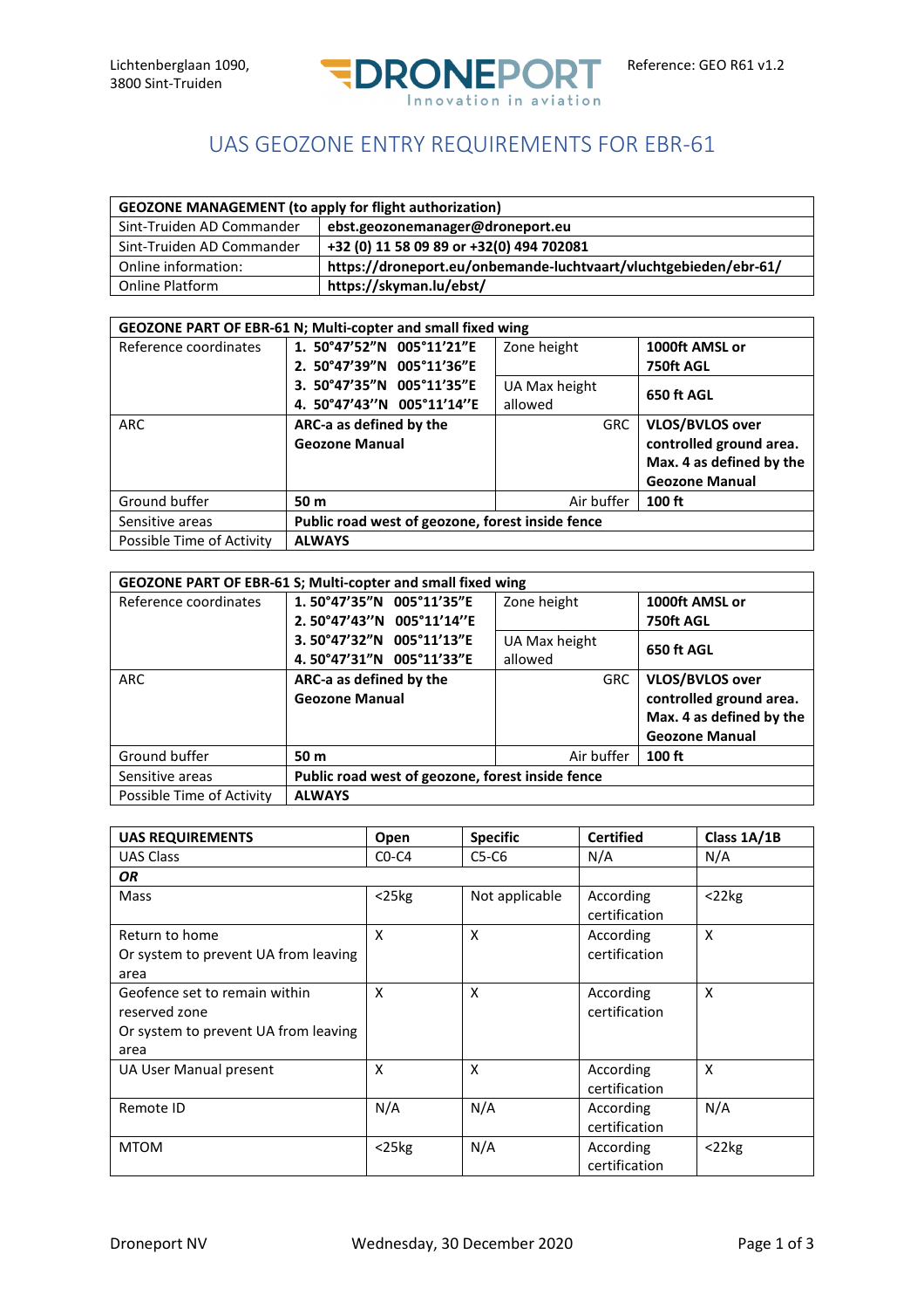Lichtenberglaan 1090,
3800 Sint-Truiden

DRONEPORT
Innovation in aviation

Reference: GEO R61 v1.2

# UAS GEOZONE ENTRY REQUIREMENTS FOR EBR-61

| **GEOZONE MANAGEMENT (to apply for flight authorization)** | |
|---|---|
| Sint-Truiden AD Commander | **ebst.geozonemanager@droneport.eu** |
| Sint-Truiden AD Commander | **+32 (0) 11 58 09 89 or +32(0) 494 702081** |
| Online information: | **https://droneport.eu/onbemande-luchtvaart/vluchtgebieden/ebr-61/** |
| Online Platform | **https://skyman.lu/ebst/** |

| **GEOZONE PART OF EBR-61 N; Multi-copter and small fixed wing** | | | |
|---|---|---|---|
| Reference coordinates | **1. 50°47'52"N 005°11'21"E<br>2. 50°47'39"N 005°11'36"E<br>3. 50°47'35"N 005°11'35"E<br>4. 50°47'43"N 005°11'14"E** | Zone height | **1000ft AMSL or 750ft AGL** |
| | | UA Max height allowed | **650 ft AGL** |
| ARC | **ARC-a as defined by the Geozone Manual** | GRC | **VLOS/BVLOS over controlled ground area. Max. 4 as defined by the Geozone Manual** |
| Ground buffer | **50 m** | Air buffer | **100 ft** |
| Sensitive areas | **Public road west of geozone, forest inside fence** | | |
| Possible Time of Activity | **ALWAYS** | | |

| **GEOZONE PART OF EBR-61 S; Multi-copter and small fixed wing** | | | |
|---|---|---|---|
| Reference coordinates | **1. 50°47'35"N 005°11'35"E<br>2. 50°47'43"N 005°11'14"E<br>3. 50°47'32"N 005°11'13"E<br>4. 50°47'31"N 005°11'33"E** | Zone height | **1000ft AMSL or 750ft AGL** |
| | | UA Max height allowed | **650 ft AGL** |
| ARC | **ARC-a as defined by the Geozone Manual** | GRC | **VLOS/BVLOS over controlled ground area. Max. 4 as defined by the Geozone Manual** |
| Ground buffer | **50 m** | Air buffer | **100 ft** |
| Sensitive areas | **Public road west of geozone, forest inside fence** | | |
| Possible Time of Activity | **ALWAYS** | | |

| **UAS REQUIREMENTS** | **Open** | **Specific** | **Certified** | **Class 1A/1B** |
|---|---|---|---|---|
| UAS Class | C0-C4 | C5-C6 | N/A | N/A |
| ***OR*** | | | | |
| Mass | <25kg | Not applicable | According certification | <22kg |
| Return to home<br>Or system to prevent UA from leaving area | X | X | According certification | X |
| Geofence set to remain within reserved zone<br>Or system to prevent UA from leaving area | X | X | According certification | X |
| UA User Manual present | X | X | According certification | X |
| Remote ID | N/A | N/A | According certification | N/A |
| MTOM | <25kg | N/A | According certification | <22kg |

Droneport NV — Wednesday, 30 December 2020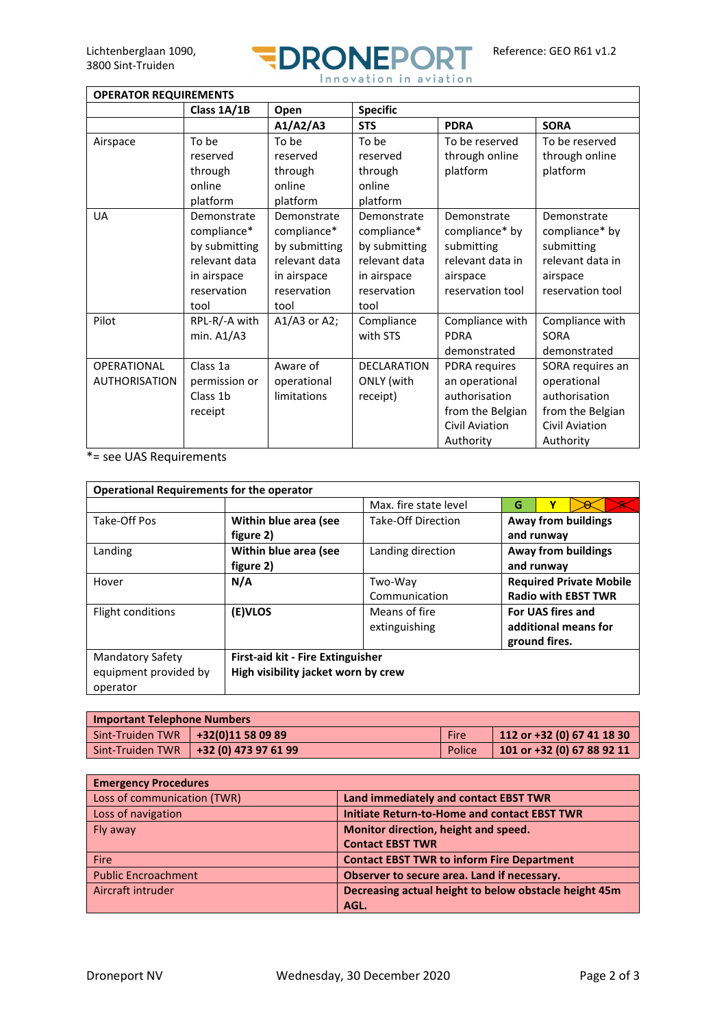| OPERATOR REQUIREMENTS | | | | | |
|---|---|---|---|---|---|
| | **Class 1A/1B** | **Open** | **Specific** | | |
| | | **A1/A2/A3** | **STS** | **PDRA** | **SORA** |
| Airspace | To be reserved through online platform | To be reserved through online platform | To be reserved through online platform | To be reserved through online platform | To be reserved through online platform |
| UA | Demonstrate compliance* by submitting relevant data in airspace reservation tool | Demonstrate compliance* by submitting relevant data in airspace reservation tool | Demonstrate compliance* by submitting relevant data in airspace reservation tool | Demonstrate compliance* by submitting relevant data in airspace reservation tool | Demonstrate compliance* by submitting relevant data in airspace reservation tool |
| Pilot | RPL-R/-A with min. A1/A3 | A1/A3 or A2; | Compliance with STS | Compliance with PDRA demonstrated | Compliance with SORA demonstrated |
| OPERATIONAL AUTHORISATION | Class 1a permission or Class 1b receipt | Aware of operational limitations | DECLARATION ONLY (with receipt) | PDRA requires an operational authorisation from the Belgian Civil Aviation Authority | SORA requires an operational authorisation from the Belgian Civil Aviation Authority |

*= see UAS Requirements

| Operational Requirements for the operator | | | |
|---|---|---|---|
| | | Max. fire state level | G / Y / ~~O~~ / ~~R~~ |
| Take-Off Pos | **Within blue area (see figure 2)** | Take-Off Direction | **Away from buildings and runway** |
| Landing | **Within blue area (see figure 2)** | Landing direction | **Away from buildings and runway** |
| Hover | **N/A** | Two-Way Communication | **Required Private Mobile Radio with EBST TWR** |
| Flight conditions | **(E)VLOS** | Means of fire extinguishing | **For UAS fires and additional means for ground fires.** |
| Mandatory Safety equipment provided by operator | **First-aid kit - Fire Extinguisher**<br>**High visibility jacket worn by crew** | | |

| Important Telephone Numbers | | | |
|---|---|---|---|
| Sint-Truiden TWR | **+32(0)11 58 09 89** | Fire | **112 or +32 (0) 67 41 18 30** |
| Sint-Truiden TWR | **+32 (0) 473 97 61 99** | Police | **101 or +32 (0) 67 88 92 11** |

| Emergency Procedures | |
|---|---|
| Loss of communication (TWR) | **Land immediately and contact EBST TWR** |
| Loss of navigation | **Initiate Return-to-Home and contact EBST TWR** |
| Fly away | **Monitor direction, height and speed.**<br>**Contact EBST TWR** |
| Fire | **Contact EBST TWR to inform Fire Department** |
| Public Encroachment | **Observer to secure area. Land if necessary.** |
| Aircraft intruder | **Decreasing actual height to below obstacle height 45m AGL.** |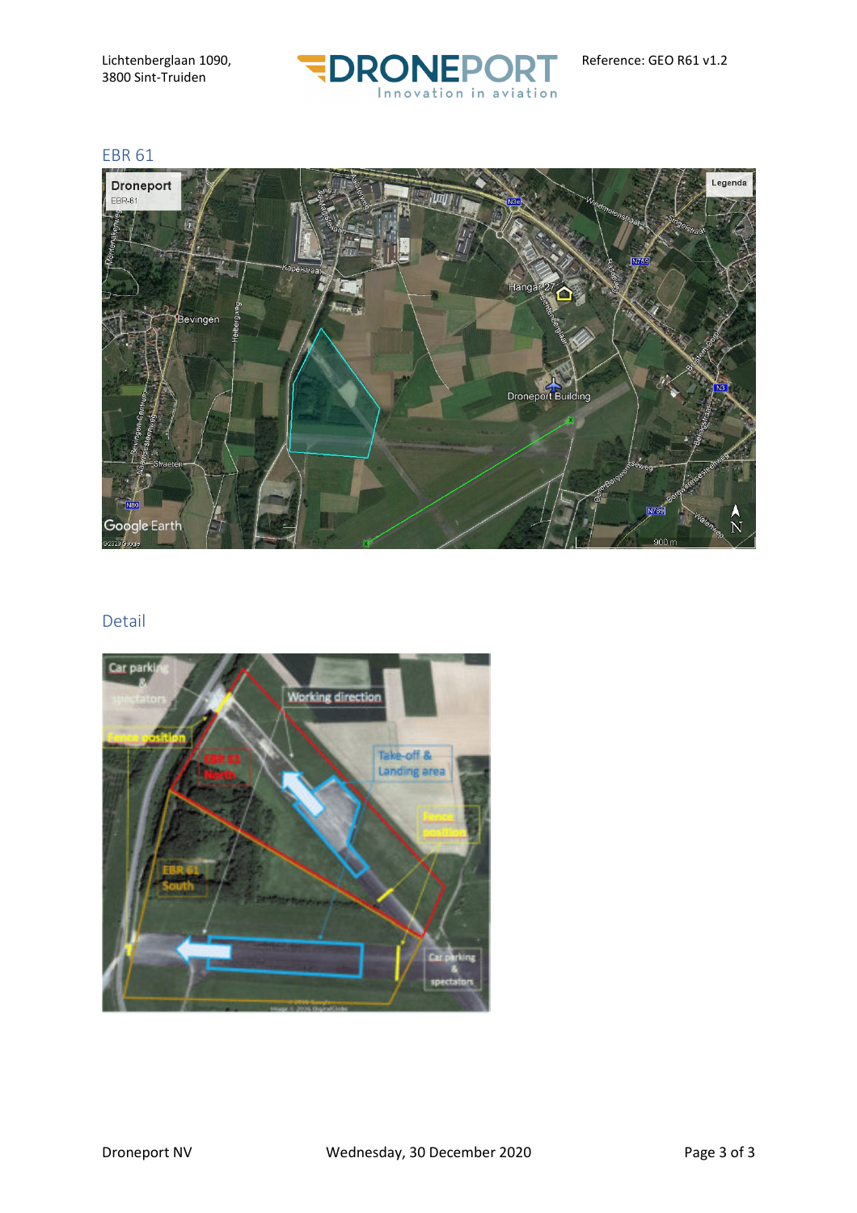## EBR 61

Dronepert
EBR-61

Legenda

Hangar 27

Droneport Building

Bevingen

Kapelstraat

Google Earth

N

900 m

## Detail

Car parking & spectators

Fence position

Working direction

EBR 61 North

Take-off & Landing area

Fence position

EBR 61 South

Car parking & spectators